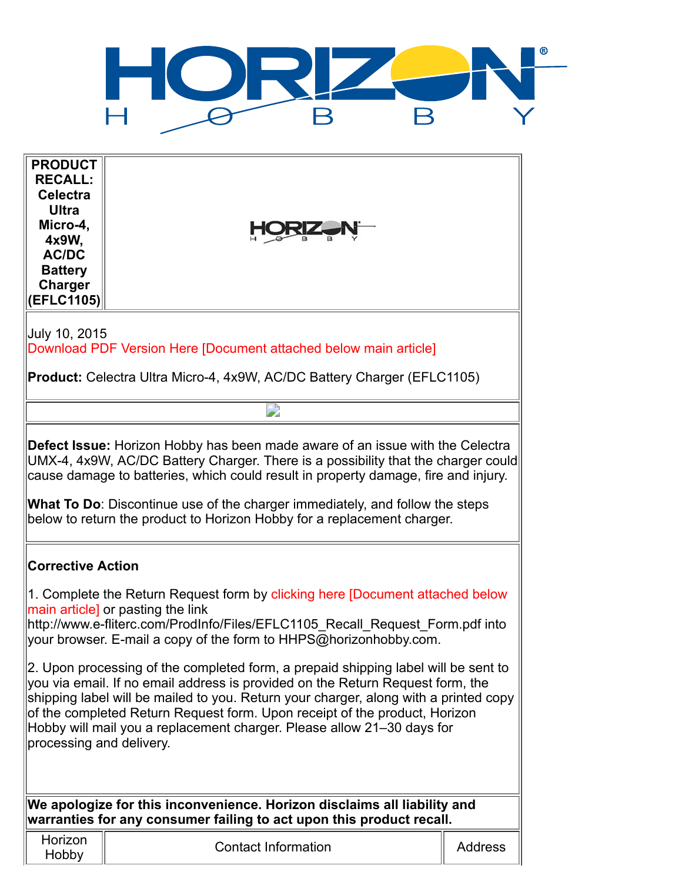# PRODUCT RECALL: Celectra Ultra Micro-4, 4x9W, AC/DC Battery Charger (EFLC1105)

July 10, 2015
Download PDF Version Here [Document attached below main article]

**Product:** Celectra Ultra Micro-4, 4x9W, AC/DC Battery Charger (EFLC1105)

**Defect Issue:** Horizon Hobby has been made aware of an issue with the Celectra UMX-4, 4x9W, AC/DC Battery Charger. There is a possibility that the charger could cause damage to batteries, which could result in property damage, fire and injury.

**What To Do**: Discontinue use of the charger immediately, and follow the steps below to return the product to Horizon Hobby for a replacement charger.

**Corrective Action**

1. Complete the Return Request form by clicking here [Document attached below main article] or pasting the link http://www.e-fliterc.com/ProdInfo/Files/EFLC1105_Recall_Request_Form.pdf into your browser. E-mail a copy of the form to HHPS@horizonhobby.com.

2. Upon processing of the completed form, a prepaid shipping label will be sent to you via email. If no email address is provided on the Return Request form, the shipping label will be mailed to you. Return your charger, along with a printed copy of the completed Return Request form. Upon receipt of the product, Horizon Hobby will mail you a replacement charger. Please allow 21–30 days for processing and delivery.

**We apologize for this inconvenience. Horizon disclaims all liability and warranties for any consumer failing to act upon this product recall.**

| Horizon Hobby | Contact Information | Address |
| --- | --- | --- |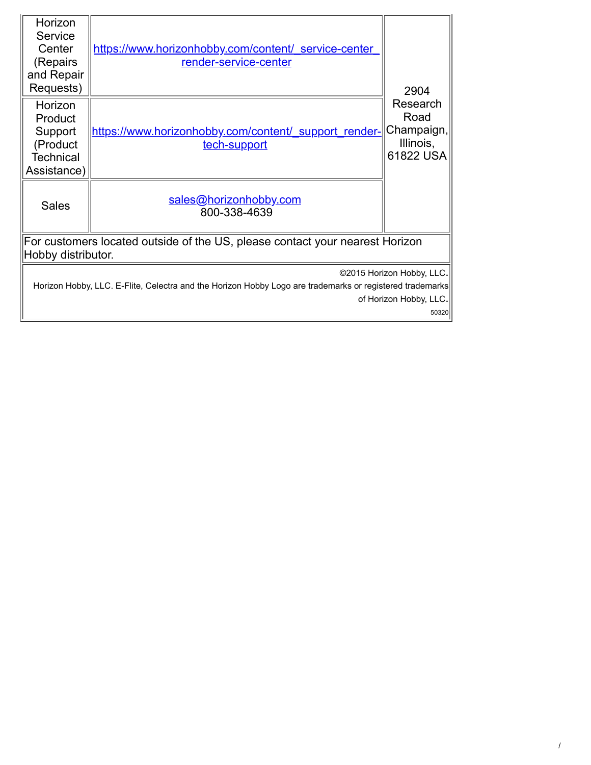| | | |
|---|---|---|
| Horizon Service Center (Repairs and Repair Requests) | https://www.horizonhobby.com/content/_service-center_render-service-center | 2904 Research Road Champaign, Illinois, 61822 USA |
| Horizon Product Support (Product Technical Assistance) | https://www.horizonhobby.com/content/_support_render-tech-support | |
| Sales | sales@horizonhobby.com 800-338-4639 | |
| For customers located outside of the US, please contact your nearest Horizon Hobby distributor. | | |

©2015 Horizon Hobby, LLC.

Horizon Hobby, LLC. E-Flite, Celectra and the Horizon Hobby Logo are trademarks or registered trademarks of Horizon Hobby, LLC.

50320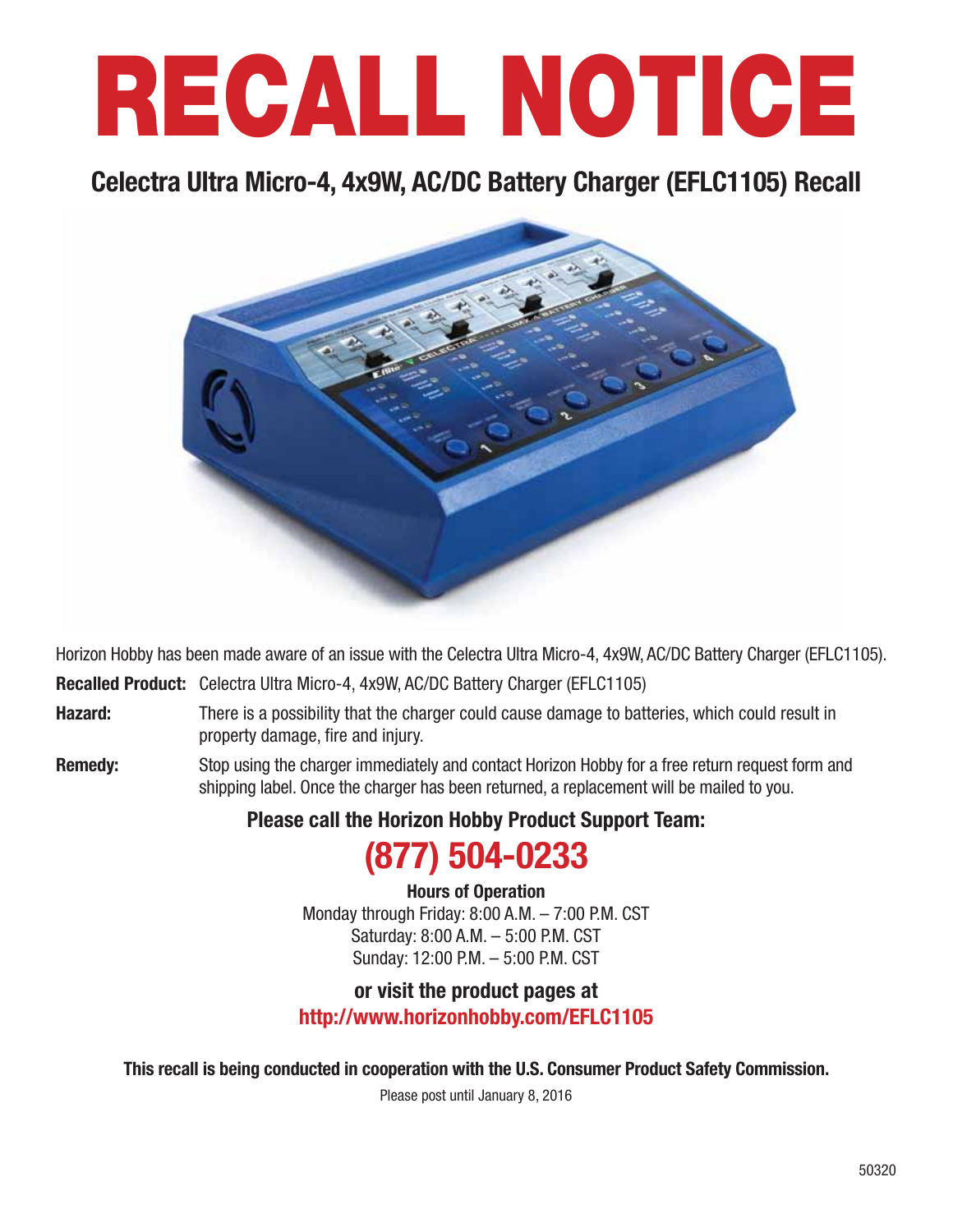# RECALL NOTICE

## Celectra Ultra Micro-4, 4x9W, AC/DC Battery Charger (EFLC1105) Recall

Horizon Hobby has been made aware of an issue with the Celectra Ultra Micro-4, 4x9W, AC/DC Battery Charger (EFLC1105).

**Recalled Product:** Celectra Ultra Micro-4, 4x9W, AC/DC Battery Charger (EFLC1105)

**Hazard:** There is a possibility that the charger could cause damage to batteries, which could result in property damage, fire and injury.

**Remedy:** Stop using the charger immediately and contact Horizon Hobby for a free return request form and shipping label. Once the charger has been returned, a replacement will be mailed to you.

**Please call the Horizon Hobby Product Support Team:**

## (877) 504-0233

**Hours of Operation**

Monday through Friday: 8:00 A.M. – 7:00 P.M. CST

Saturday: 8:00 A.M. – 5:00 P.M. CST

Sunday: 12:00 P.M. – 5:00 P.M. CST

**or visit the product pages at**

**http://www.horizonhobby.com/EFLC1105**

**This recall is being conducted in cooperation with the U.S. Consumer Product Safety Commission.**

Please post until January 8, 2016

50320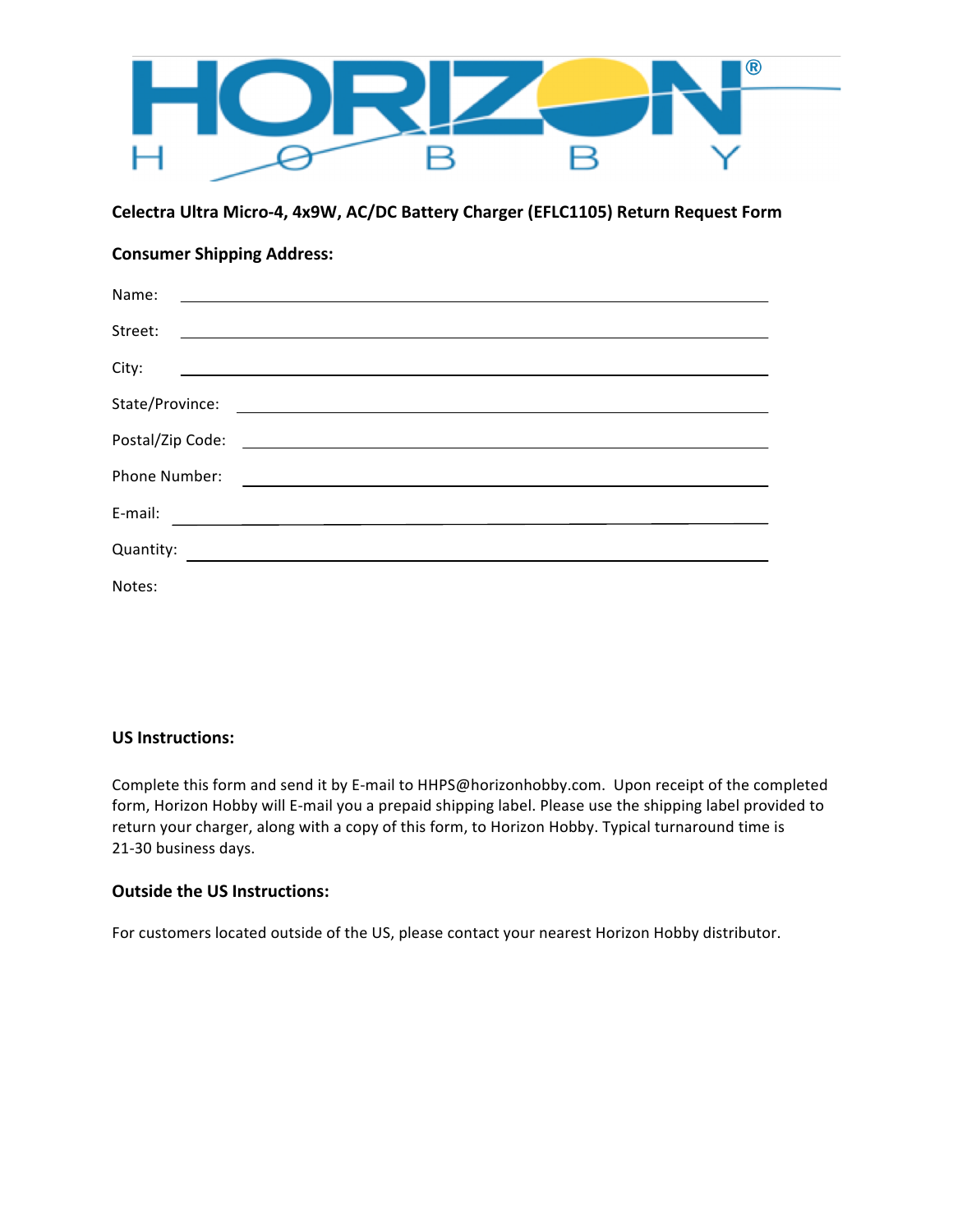HORIZON HOBBY

**Celectra Ultra Micro-4, 4x9W, AC/DC Battery Charger (EFLC1105) Return Request Form**

**Consumer Shipping Address:**

Name: \_\_\_\_\_\_\_\_\_\_\_\_\_\_\_\_\_\_\_\_\_\_\_\_\_\_\_\_\_\_\_\_\_\_\_\_\_\_\_\_

Street: \_\_\_\_\_\_\_\_\_\_\_\_\_\_\_\_\_\_\_\_\_\_\_\_\_\_\_\_\_\_\_\_\_\_\_\_\_\_\_\_

City: \_\_\_\_\_\_\_\_\_\_\_\_\_\_\_\_\_\_\_\_\_\_\_\_\_\_\_\_\_\_\_\_\_\_\_\_\_\_\_\_

State/Province: \_\_\_\_\_\_\_\_\_\_\_\_\_\_\_\_\_\_\_\_\_\_\_\_\_\_\_\_\_\_\_\_\_\_\_\_\_\_\_\_

Postal/Zip Code: \_\_\_\_\_\_\_\_\_\_\_\_\_\_\_\_\_\_\_\_\_\_\_\_\_\_\_\_\_\_\_\_\_\_\_\_\_\_\_\_

Phone Number: \_\_\_\_\_\_\_\_\_\_\_\_\_\_\_\_\_\_\_\_\_\_\_\_\_\_\_\_\_\_\_\_\_\_\_\_\_\_\_\_

E-mail: \_\_\_\_\_\_\_\_\_\_\_\_\_\_\_\_\_\_\_\_\_\_\_\_\_\_\_\_\_\_\_\_\_\_\_\_\_\_\_\_

Quantity: \_\_\_\_\_\_\_\_\_\_\_\_\_\_\_\_\_\_\_\_\_\_\_\_\_\_\_\_\_\_\_\_\_\_\_\_\_\_\_\_

Notes:

**US Instructions:**

Complete this form and send it by E-mail to HHPS@horizonhobby.com. Upon receipt of the completed form, Horizon Hobby will E-mail you a prepaid shipping label. Please use the shipping label provided to return your charger, along with a copy of this form, to Horizon Hobby. Typical turnaround time is 21-30 business days.

**Outside the US Instructions:**

For customers located outside of the US, please contact your nearest Horizon Hobby distributor.